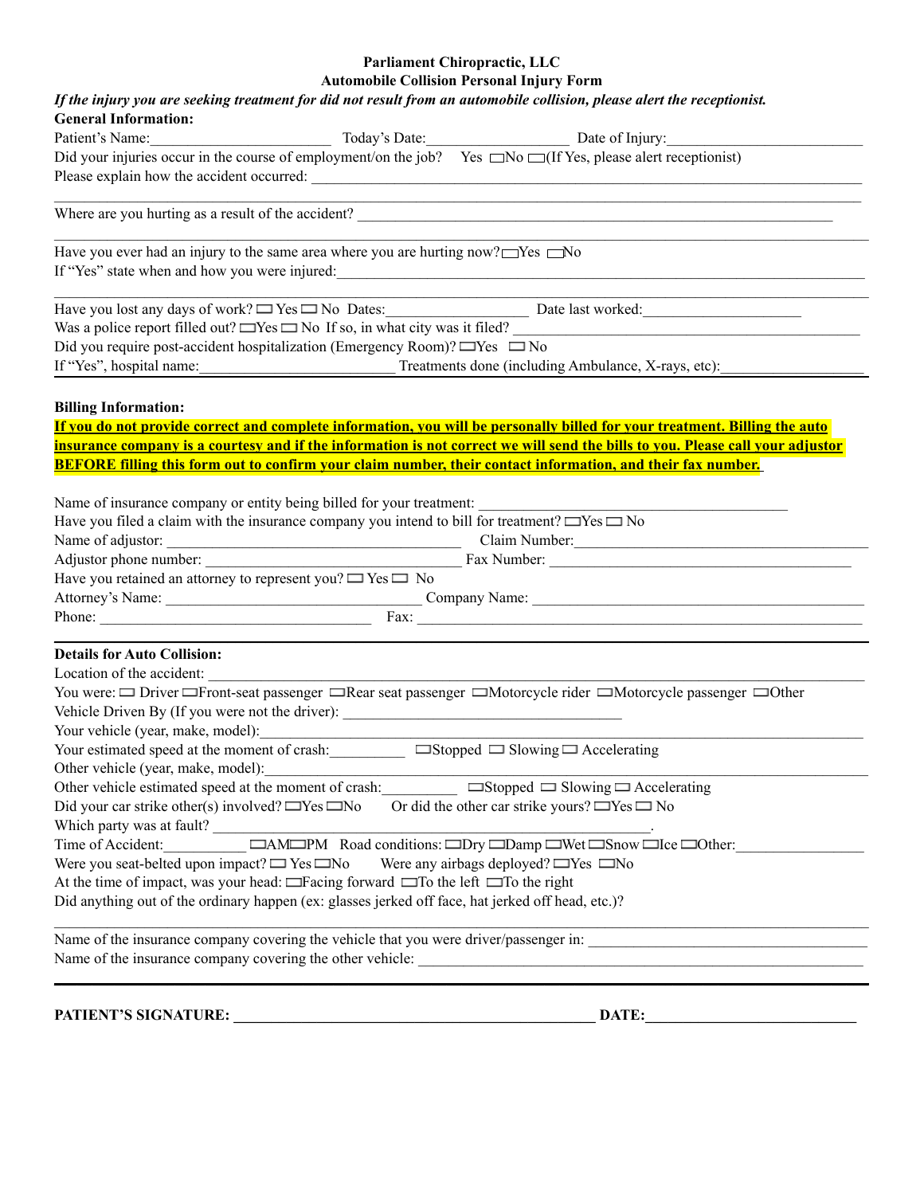**Parliament Chiropractic, LLC**

**Automobile Collision Personal Injury Form**

*If the injury you are seeking treatment for did not result from an automobile collision, please alert the receptionist.*

**General Information:**

Patient's Name:______________________ Today's Date:_________________ Date of Injury:________________________

Did your injuries occur in the course of employment/on the job? Yes ☐No ☐(If Yes, please alert receptionist)

Please explain how the accident occurred: ____________________________________________________________________

______________________________________________________________________________________________

Where are you hurting as a result of the accident? ______________________________________________________________

______________________________________________________________________________________________

Have you ever had an injury to the same area where you are hurting now?☐Yes ☐No

If "Yes" state when and how you were injured:____________________________________________________________

______________________________________________________________________________________________

Have you lost any days of work? ☐ Yes ☐ No Dates:_________________ Date last worked:___________________

Was a police report filled out? ☐Yes ☐ No If so, in what city was it filed? ________________________________________

Did you require post-accident hospitalization (Emergency Room)? ☐Yes ☐No

If "Yes", hospital name:________________________ Treatments done (including Ambulance, X-rays, etc):__________________

**Billing Information:**

**If you do not provide correct and complete information, you will be personally billed for your treatment. Billing the auto insurance company is a courtesy and if the information is not correct we will send the bills to you. Please call your adjustor BEFORE filling this form out to confirm your claim number, their contact information, and their fax number.**

Name of insurance company or entity being billed for your treatment: ______________________________________

Have you filed a claim with the insurance company you intend to bill for treatment? ☐Yes ☐ No

Name of adjustor: ____________________________________ Claim Number:_____________________________________

Adjustor phone number: ________________________________ Fax Number: ______________________________________

Have you retained an attorney to represent you? ☐ Yes ☐ No

Attorney's Name: ________________________________ Company Name: ___________________________________________

Phone: ________________________________ Fax: ______________________________________________________________

**Details for Auto Collision:**

Location of the accident: ____________________________________________________________________________________

You were: ☐ Driver ☐Front-seat passenger ☐Rear seat passenger ☐Motorcycle rider ☐Motorcycle passenger ☐Other

Vehicle Driven By (If you were not the driver): ____________________________________

Your vehicle (year, make, model):_______________________________________________________________________________

Your estimated speed at the moment of crash:_________ ☐Stopped ☐ Slowing ☐ Accelerating

Other vehicle (year, make, model):_______________________________________________________________________________

Other vehicle estimated speed at the moment of crash:_________ ☐Stopped ☐ Slowing ☐ Accelerating

Did your car strike other(s) involved? ☐Yes ☐No Or did the other car strike yours? ☐Yes ☐ No

Which party was at fault? ___________________________________________________.

Time of Accident:__________ ☐AM☐PM Road conditions: ☐Dry ☐Damp ☐Wet ☐Snow ☐Ice ☐Other:_______________

Were you seat-belted upon impact? ☐ Yes ☐No Were any airbags deployed? ☐Yes ☐No

At the time of impact, was your head: ☐Facing forward ☐To the left ☐To the right

Did anything out of the ordinary happen (ex: glasses jerked off face, hat jerked off head, etc.)?

______________________________________________________________________________________________

Name of the insurance company covering the vehicle that you were driver/passenger in: ___________________________________

Name of the insurance company covering the other vehicle: _________________________________________________________

**PATIENT'S SIGNATURE: ______________________________________________ DATE:__________________________**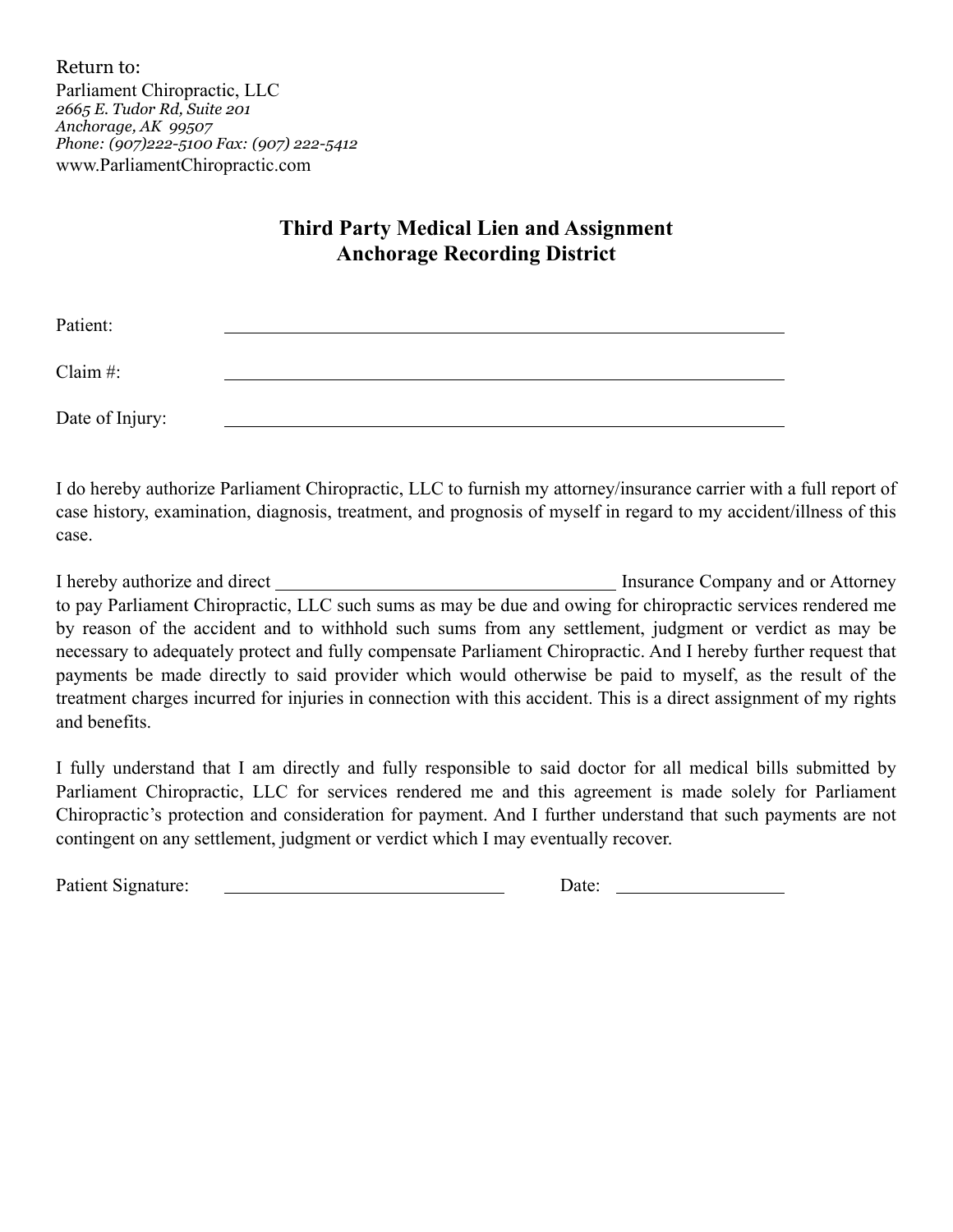Return to:
Parliament Chiropractic, LLC
*2665 E. Tudor Rd, Suite 201*
*Anchorage, AK 99507*
*Phone: (907)222-5100 Fax: (907) 222-5412*
www.ParliamentChiropractic.com

## Third Party Medical Lien and Assignment
## Anchorage Recording District

Patient: ______________________________________________

Claim #: ______________________________________________

Date of Injury: ______________________________________________

I do hereby authorize Parliament Chiropractic, LLC to furnish my attorney/insurance carrier with a full report of case history, examination, diagnosis, treatment, and prognosis of myself in regard to my accident/illness of this case.

I hereby authorize and direct ______________________________ Insurance Company and or Attorney to pay Parliament Chiropractic, LLC such sums as may be due and owing for chiropractic services rendered me by reason of the accident and to withhold such sums from any settlement, judgment or verdict as may be necessary to adequately protect and fully compensate Parliament Chiropractic. And I hereby further request that payments be made directly to said provider which would otherwise be paid to myself, as the result of the treatment charges incurred for injuries in connection with this accident. This is a direct assignment of my rights and benefits.

I fully understand that I am directly and fully responsible to said doctor for all medical bills submitted by Parliament Chiropractic, LLC for services rendered me and this agreement is made solely for Parliament Chiropractic's protection and consideration for payment. And I further understand that such payments are not contingent on any settlement, judgment or verdict which I may eventually recover.

Patient Signature: ___________________________ Date: ________________